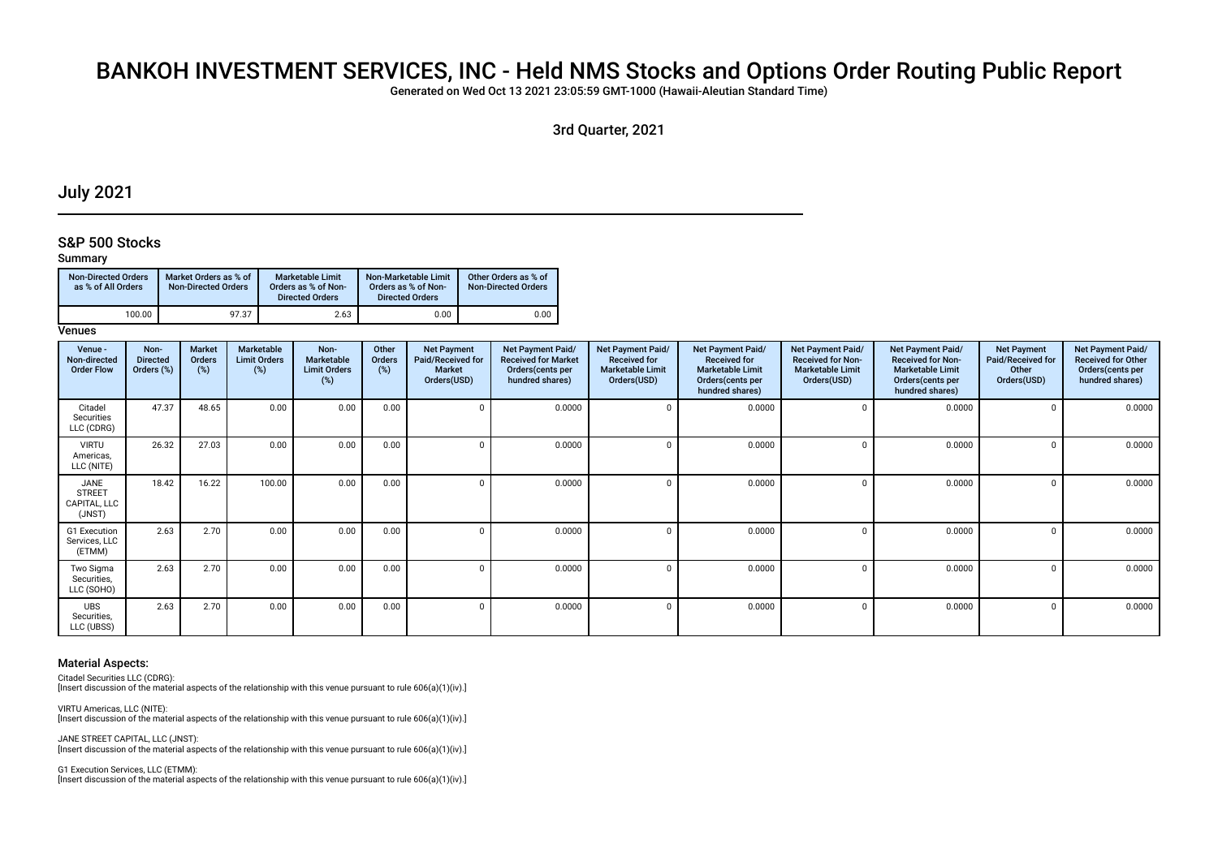# BANKOH INVESTMENT SERVICES, INC - Held NMS Stocks and Options Order Routing Public Report

Generated on Wed Oct 13 2021 23:05:59 GMT-1000 (Hawaii-Aleutian Standard Time)

3rd Quarter, 2021

## July 2021

### S&P 500 Stocks

**Summary**

| Non-Directed Orders as % of All Orders | Market Orders as % of Non-Directed Orders | Marketable Limit Orders as % of Non-Directed Orders | Non-Marketable Limit Orders as % of Non-Directed Orders | Other Orders as % of Non-Directed Orders |
|---|---|---|---|---|
| 100.00 | 97.37 | 2.63 | 0.00 | 0.00 |

**Venues**

| Venue - Non-directed Order Flow | Non-Directed Orders (%) | Market Orders (%) | Marketable Limit Orders (%) | Non-Marketable Limit Orders (%) | Other Orders (%) | Net Payment Paid/Received for Market Orders(USD) | Net Payment Paid/Received for Market Orders(cents per hundred shares) | Net Payment Paid/Received for Marketable Limit Orders(USD) | Net Payment Paid/Received for Marketable Limit Orders(cents per hundred shares) | Net Payment Paid/Received for Non-Marketable Limit Orders(USD) | Net Payment Paid/Received for Non-Marketable Limit Orders(cents per hundred shares) | Net Payment Paid/Received for Other Orders(USD) | Net Payment Paid/Received for Other Orders(cents per hundred shares) |
|---|---|---|---|---|---|---|---|---|---|---|---|---|---|
| Citadel Securities LLC (CDRG) | 47.37 | 48.65 | 0.00 | 0.00 | 0.00 | 0 | 0.0000 | 0 | 0.0000 | 0 | 0.0000 | 0 | 0.0000 |
| VIRTU Americas, LLC (NITE) | 26.32 | 27.03 | 0.00 | 0.00 | 0.00 | 0 | 0.0000 | 0 | 0.0000 | 0 | 0.0000 | 0 | 0.0000 |
| JANE STREET CAPITAL, LLC (JNST) | 18.42 | 16.22 | 100.00 | 0.00 | 0.00 | 0 | 0.0000 | 0 | 0.0000 | 0 | 0.0000 | 0 | 0.0000 |
| G1 Execution Services, LLC (ETMM) | 2.63 | 2.70 | 0.00 | 0.00 | 0.00 | 0 | 0.0000 | 0 | 0.0000 | 0 | 0.0000 | 0 | 0.0000 |
| Two Sigma Securities, LLC (SOHO) | 2.63 | 2.70 | 0.00 | 0.00 | 0.00 | 0 | 0.0000 | 0 | 0.0000 | 0 | 0.0000 | 0 | 0.0000 |
| UBS Securities, LLC (UBSS) | 2.63 | 2.70 | 0.00 | 0.00 | 0.00 | 0 | 0.0000 | 0 | 0.0000 | 0 | 0.0000 | 0 | 0.0000 |

#### Material Aspects:

Citadel Securities LLC (CDRG):
[Insert discussion of the material aspects of the relationship with this venue pursuant to rule 606(a)(1)(iv).]

VIRTU Americas, LLC (NITE):
[Insert discussion of the material aspects of the relationship with this venue pursuant to rule 606(a)(1)(iv).]

JANE STREET CAPITAL, LLC (JNST):
[Insert discussion of the material aspects of the relationship with this venue pursuant to rule 606(a)(1)(iv).]

G1 Execution Services, LLC (ETMM):
[Insert discussion of the material aspects of the relationship with this venue pursuant to rule 606(a)(1)(iv).]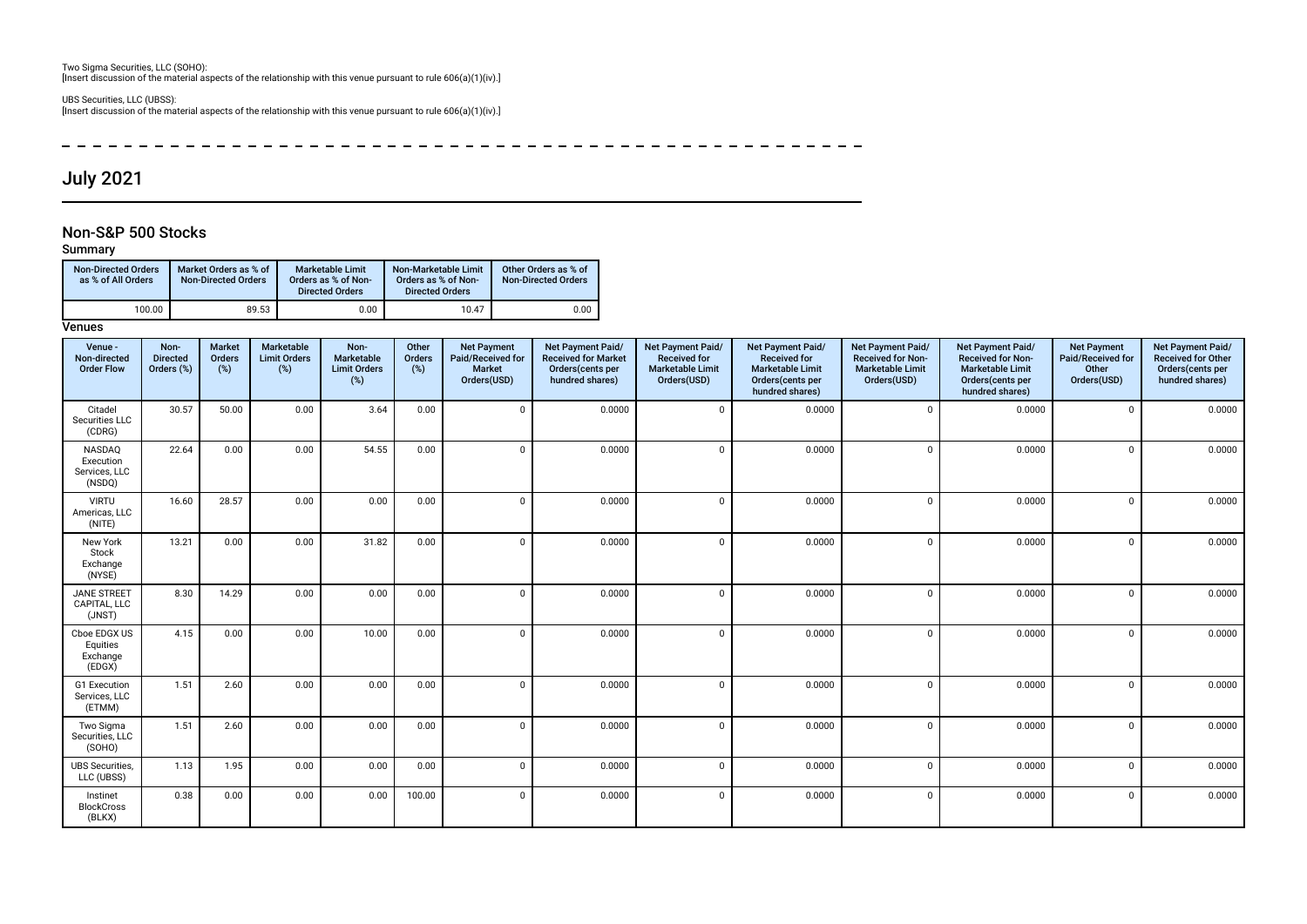Two Sigma Securities, LLC (SOHO):
[Insert discussion of the material aspects of the relationship with this venue pursuant to rule 606(a)(1)(iv).]

UBS Securities, LLC (UBSS):
[Insert discussion of the material aspects of the relationship with this venue pursuant to rule 606(a)(1)(iv).]

---

# July 2021

## Non-S&P 500 Stocks

### Summary

| Non-Directed Orders as % of All Orders | Market Orders as % of Non-Directed Orders | Marketable Limit Orders as % of Non-Directed Orders | Non-Marketable Limit Orders as % of Non-Directed Orders | Other Orders as % of Non-Directed Orders |
|---|---|---|---|---|
| 100.00 | 89.53 | 0.00 | 10.47 | 0.00 |

### Venues

| Venue - Non-directed Order Flow | Non-Directed Orders (%) | Market Orders (%) | Marketable Limit Orders (%) | Non-Marketable Limit Orders (%) | Other Orders (%) | Net Payment Paid/Received for Market Orders(USD) | Net Payment Paid/ Received for Market Orders(cents per hundred shares) | Net Payment Paid/ Received for Marketable Limit Orders(USD) | Net Payment Paid/ Received for Marketable Limit Orders(cents per hundred shares) | Net Payment Paid/ Received for Non-Marketable Limit Orders(USD) | Net Payment Paid/ Received for Non-Marketable Limit Orders(cents per hundred shares) | Net Payment Paid/Received for Other Orders(USD) | Net Payment Paid/ Received for Other Orders(cents per hundred shares) |
|---|---|---|---|---|---|---|---|---|---|---|---|---|---|
| Citadel Securities LLC (CDRG) | 30.57 | 50.00 | 0.00 | 3.64 | 0.00 | 0 | 0.0000 | 0 | 0.0000 | 0 | 0.0000 | 0 | 0.0000 |
| NASDAQ Execution Services, LLC (NSDQ) | 22.64 | 0.00 | 0.00 | 54.55 | 0.00 | 0 | 0.0000 | 0 | 0.0000 | 0 | 0.0000 | 0 | 0.0000 |
| VIRTU Americas, LLC (NITE) | 16.60 | 28.57 | 0.00 | 0.00 | 0.00 | 0 | 0.0000 | 0 | 0.0000 | 0 | 0.0000 | 0 | 0.0000 |
| New York Stock Exchange (NYSE) | 13.21 | 0.00 | 0.00 | 31.82 | 0.00 | 0 | 0.0000 | 0 | 0.0000 | 0 | 0.0000 | 0 | 0.0000 |
| JANE STREET CAPITAL, LLC (JNST) | 8.30 | 14.29 | 0.00 | 0.00 | 0.00 | 0 | 0.0000 | 0 | 0.0000 | 0 | 0.0000 | 0 | 0.0000 |
| Cboe EDGX US Equities Exchange (EDGX) | 4.15 | 0.00 | 0.00 | 10.00 | 0.00 | 0 | 0.0000 | 0 | 0.0000 | 0 | 0.0000 | 0 | 0.0000 |
| G1 Execution Services, LLC (ETMM) | 1.51 | 2.60 | 0.00 | 0.00 | 0.00 | 0 | 0.0000 | 0 | 0.0000 | 0 | 0.0000 | 0 | 0.0000 |
| Two Sigma Securities, LLC (SOHO) | 1.51 | 2.60 | 0.00 | 0.00 | 0.00 | 0 | 0.0000 | 0 | 0.0000 | 0 | 0.0000 | 0 | 0.0000 |
| UBS Securities, LLC (UBSS) | 1.13 | 1.95 | 0.00 | 0.00 | 0.00 | 0 | 0.0000 | 0 | 0.0000 | 0 | 0.0000 | 0 | 0.0000 |
| Instinet BlockCross (BLKX) | 0.38 | 0.00 | 0.00 | 0.00 | 100.00 | 0 | 0.0000 | 0 | 0.0000 | 0 | 0.0000 | 0 | 0.0000 |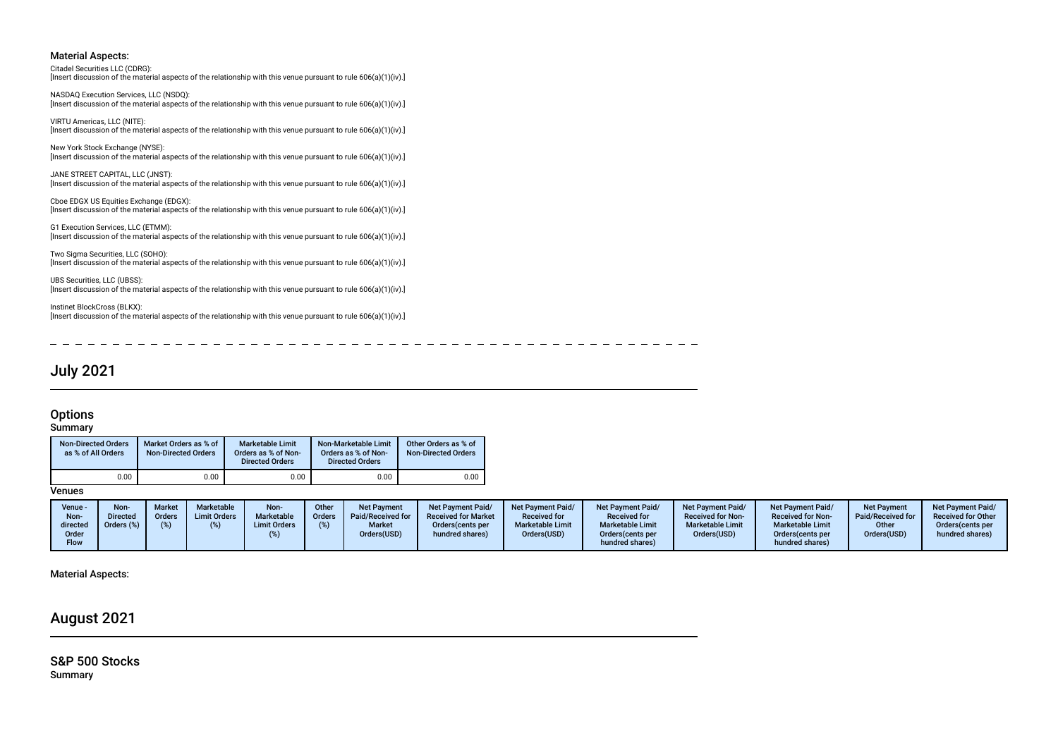### Material Aspects:

Citadel Securities LLC (CDRG):
[Insert discussion of the material aspects of the relationship with this venue pursuant to rule 606(a)(1)(iv).]

NASDAQ Execution Services, LLC (NSDQ):
[Insert discussion of the material aspects of the relationship with this venue pursuant to rule 606(a)(1)(iv).]

VIRTU Americas, LLC (NITE):
[Insert discussion of the material aspects of the relationship with this venue pursuant to rule 606(a)(1)(iv).]

New York Stock Exchange (NYSE):
[Insert discussion of the material aspects of the relationship with this venue pursuant to rule 606(a)(1)(iv).]

JANE STREET CAPITAL, LLC (JNST):
[Insert discussion of the material aspects of the relationship with this venue pursuant to rule 606(a)(1)(iv).]

Cboe EDGX US Equities Exchange (EDGX):
[Insert discussion of the material aspects of the relationship with this venue pursuant to rule 606(a)(1)(iv).]

G1 Execution Services, LLC (ETMM):
[Insert discussion of the material aspects of the relationship with this venue pursuant to rule 606(a)(1)(iv).]

Two Sigma Securities, LLC (SOHO):
[Insert discussion of the material aspects of the relationship with this venue pursuant to rule 606(a)(1)(iv).]

UBS Securities, LLC (UBSS):
[Insert discussion of the material aspects of the relationship with this venue pursuant to rule 606(a)(1)(iv).]

Instinet BlockCross (BLKX):
[Insert discussion of the material aspects of the relationship with this venue pursuant to rule 606(a)(1)(iv).]

# July 2021

## Options

### Summary

| Non-Directed Orders as % of All Orders | Market Orders as % of Non-Directed Orders | Marketable Limit Orders as % of Non-Directed Orders | Non-Marketable Limit Orders as % of Non-Directed Orders | Other Orders as % of Non-Directed Orders |
|---|---|---|---|---|
| 0.00 | 0.00 | 0.00 | 0.00 | 0.00 |

### Venues

| Venue - Non-directed Order Flow | Non-Directed Orders (%) | Market Orders (%) | Marketable Limit Orders (%) | Non-Marketable Limit Orders (%) | Other Orders (%) | Net Payment Paid/Received for Market Orders(USD) | Net Payment Paid/Received for Market Orders(cents per hundred shares) | Net Payment Paid/Received for Marketable Limit Orders(USD) | Net Payment Paid/Received for Marketable Limit Orders(cents per hundred shares) | Net Payment Paid/Received for Non-Marketable Limit Orders(USD) | Net Payment Paid/Received for Non-Marketable Limit Orders(cents per hundred shares) | Net Payment Paid/Received for Other Orders(USD) | Net Payment Paid/Received for Other Orders(cents per hundred shares) |
|---|---|---|---|---|---|---|---|---|---|---|---|---|---|

### Material Aspects:

# August 2021

## S&P 500 Stocks

### Summary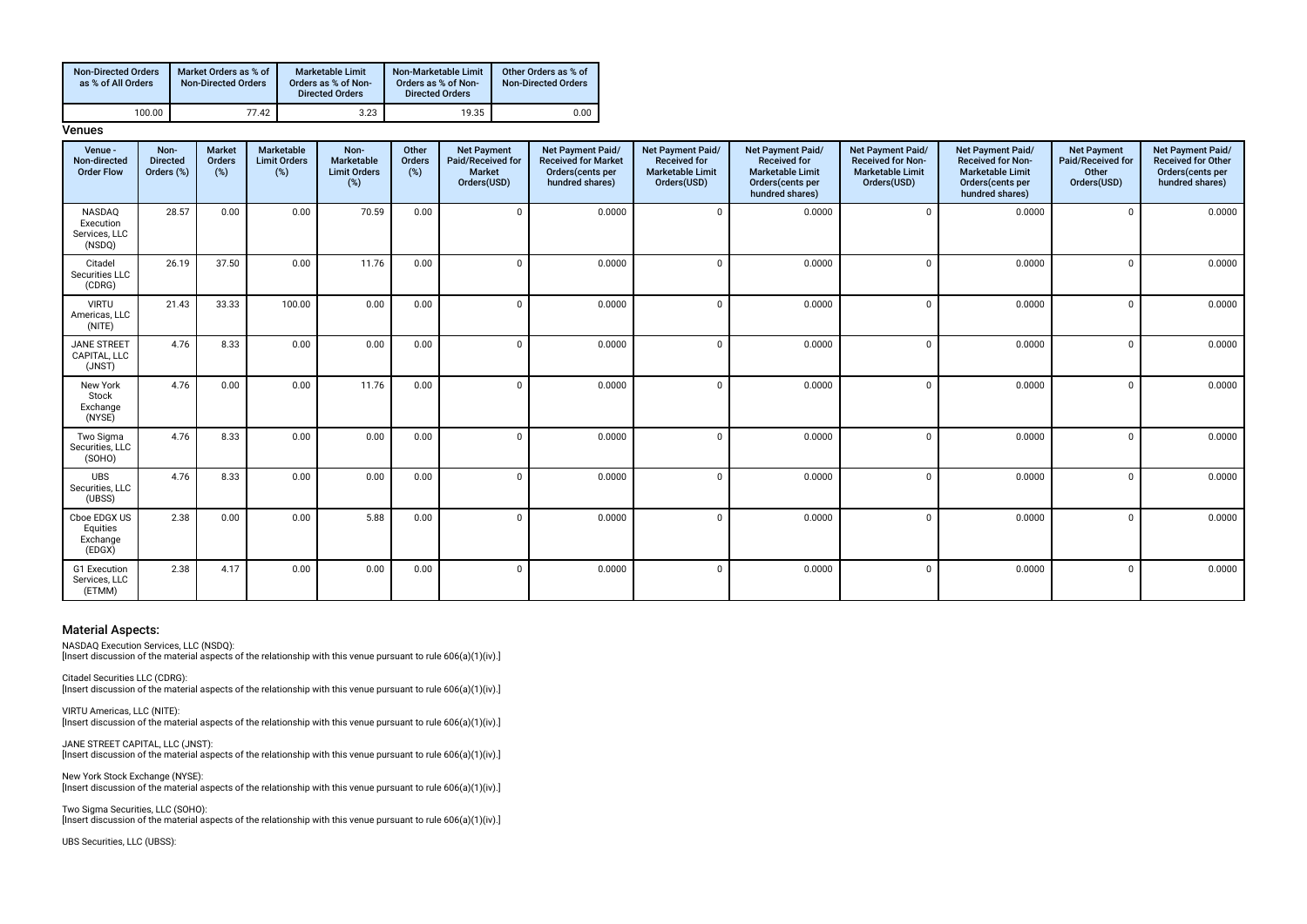| Non-Directed Orders as % of All Orders | Market Orders as % of Non-Directed Orders | Marketable Limit Orders as % of Non-Directed Orders | Non-Marketable Limit Orders as % of Non-Directed Orders | Other Orders as % of Non-Directed Orders |
|---|---|---|---|---|
| 100.00 | 77.42 | 3.23 | 19.35 | 0.00 |

**Venues**

| Venue - Non-directed Order Flow | Non-Directed Orders (%) | Market Orders (%) | Marketable Limit Orders (%) | Non-Marketable Limit Orders (%) | Other Orders (%) | Net Payment Paid/Received for Market Orders(USD) | Net Payment Paid/ Received for Market Orders(cents per hundred shares) | Net Payment Paid/ Received for Marketable Limit Orders(USD) | Net Payment Paid/ Received for Marketable Limit Orders(cents per hundred shares) | Net Payment Paid/ Received for Non-Marketable Limit Orders(USD) | Net Payment Paid/ Received for Non-Marketable Limit Orders(cents per hundred shares) | Net Payment Paid/Received for Other Orders(USD) | Net Payment Paid/ Received for Other Orders(cents per hundred shares) |
|---|---|---|---|---|---|---|---|---|---|---|---|---|---|
| NASDAQ Execution Services, LLC (NSDQ) | 28.57 | 0.00 | 0.00 | 70.59 | 0.00 | 0 | 0.0000 | 0 | 0.0000 | 0 | 0.0000 | 0 | 0.0000 |
| Citadel Securities LLC (CDRG) | 26.19 | 37.50 | 0.00 | 11.76 | 0.00 | 0 | 0.0000 | 0 | 0.0000 | 0 | 0.0000 | 0 | 0.0000 |
| VIRTU Americas, LLC (NITE) | 21.43 | 33.33 | 100.00 | 0.00 | 0.00 | 0 | 0.0000 | 0 | 0.0000 | 0 | 0.0000 | 0 | 0.0000 |
| JANE STREET CAPITAL, LLC (JNST) | 4.76 | 8.33 | 0.00 | 0.00 | 0.00 | 0 | 0.0000 | 0 | 0.0000 | 0 | 0.0000 | 0 | 0.0000 |
| New York Stock Exchange (NYSE) | 4.76 | 0.00 | 0.00 | 11.76 | 0.00 | 0 | 0.0000 | 0 | 0.0000 | 0 | 0.0000 | 0 | 0.0000 |
| Two Sigma Securities, LLC (SOHO) | 4.76 | 8.33 | 0.00 | 0.00 | 0.00 | 0 | 0.0000 | 0 | 0.0000 | 0 | 0.0000 | 0 | 0.0000 |
| UBS Securities, LLC (UBSS) | 4.76 | 8.33 | 0.00 | 0.00 | 0.00 | 0 | 0.0000 | 0 | 0.0000 | 0 | 0.0000 | 0 | 0.0000 |
| Cboe EDGX US Equities Exchange (EDGX) | 2.38 | 0.00 | 0.00 | 5.88 | 0.00 | 0 | 0.0000 | 0 | 0.0000 | 0 | 0.0000 | 0 | 0.0000 |
| G1 Execution Services, LLC (ETMM) | 2.38 | 4.17 | 0.00 | 0.00 | 0.00 | 0 | 0.0000 | 0 | 0.0000 | 0 | 0.0000 | 0 | 0.0000 |

## Material Aspects:

NASDAQ Execution Services, LLC (NSDQ):
[Insert discussion of the material aspects of the relationship with this venue pursuant to rule 606(a)(1)(iv).]

Citadel Securities LLC (CDRG):
[Insert discussion of the material aspects of the relationship with this venue pursuant to rule 606(a)(1)(iv).]

VIRTU Americas, LLC (NITE):
[Insert discussion of the material aspects of the relationship with this venue pursuant to rule 606(a)(1)(iv).]

JANE STREET CAPITAL, LLC (JNST):
[Insert discussion of the material aspects of the relationship with this venue pursuant to rule 606(a)(1)(iv).]

New York Stock Exchange (NYSE):
[Insert discussion of the material aspects of the relationship with this venue pursuant to rule 606(a)(1)(iv).]

Two Sigma Securities, LLC (SOHO):
[Insert discussion of the material aspects of the relationship with this venue pursuant to rule 606(a)(1)(iv).]

UBS Securities, LLC (UBSS):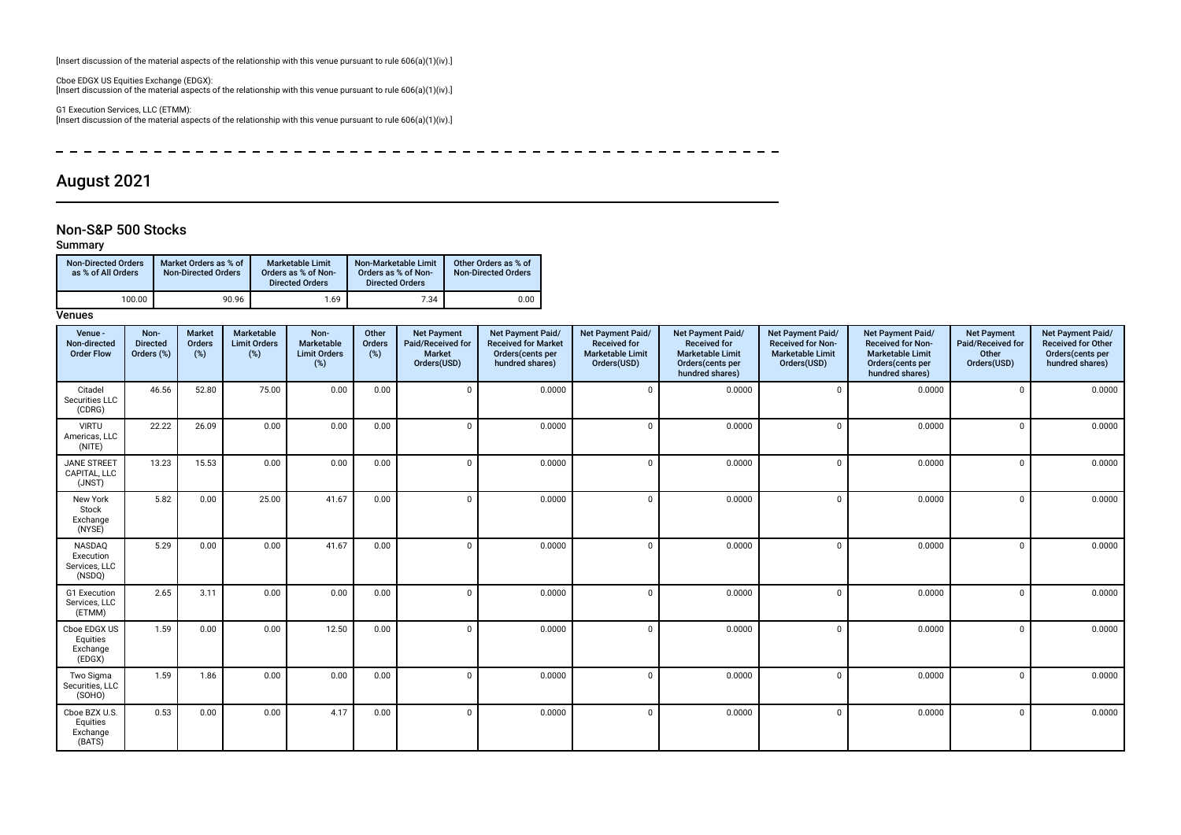[Insert discussion of the material aspects of the relationship with this venue pursuant to rule 606(a)(1)(iv).]

Cboe EDGX US Equities Exchange (EDGX):
[Insert discussion of the material aspects of the relationship with this venue pursuant to rule 606(a)(1)(iv).]

G1 Execution Services, LLC (ETMM):
[Insert discussion of the material aspects of the relationship with this venue pursuant to rule 606(a)(1)(iv).]

---

# August 2021

## Non-S&P 500 Stocks

### Summary

| Non-Directed Orders as % of All Orders | Market Orders as % of Non-Directed Orders | Marketable Limit Orders as % of Non-Directed Orders | Non-Marketable Limit Orders as % of Non-Directed Orders | Other Orders as % of Non-Directed Orders |
|---|---|---|---|---|
| 100.00 | 90.96 | 1.69 | 7.34 | 0.00 |

### Venues

| Venue - Non-directed Order Flow | Non-Directed Orders (%) | Market Orders (%) | Marketable Limit Orders (%) | Non-Marketable Limit Orders (%) | Other Orders (%) | Net Payment Paid/Received for Market Orders(USD) | Net Payment Paid/Received for Market Orders(cents per hundred shares) | Net Payment Paid/Received for Marketable Limit Orders(USD) | Net Payment Paid/Received for Marketable Limit Orders(cents per hundred shares) | Net Payment Paid/Received for Non-Marketable Limit Orders(USD) | Net Payment Paid/Received for Non-Marketable Limit Orders(cents per hundred shares) | Net Payment Paid/Received for Other Orders(USD) | Net Payment Paid/Received for Other Orders(cents per hundred shares) |
|---|---|---|---|---|---|---|---|---|---|---|---|---|---|
| Citadel Securities LLC (CDRG) | 46.56 | 52.80 | 75.00 | 0.00 | 0.00 | 0 | 0.0000 | 0 | 0.0000 | 0 | 0.0000 | 0 | 0.0000 |
| VIRTU Americas, LLC (NITE) | 22.22 | 26.09 | 0.00 | 0.00 | 0.00 | 0 | 0.0000 | 0 | 0.0000 | 0 | 0.0000 | 0 | 0.0000 |
| JANE STREET CAPITAL, LLC (JNST) | 13.23 | 15.53 | 0.00 | 0.00 | 0.00 | 0 | 0.0000 | 0 | 0.0000 | 0 | 0.0000 | 0 | 0.0000 |
| New York Stock Exchange (NYSE) | 5.82 | 0.00 | 25.00 | 41.67 | 0.00 | 0 | 0.0000 | 0 | 0.0000 | 0 | 0.0000 | 0 | 0.0000 |
| NASDAQ Execution Services, LLC (NSDQ) | 5.29 | 0.00 | 0.00 | 41.67 | 0.00 | 0 | 0.0000 | 0 | 0.0000 | 0 | 0.0000 | 0 | 0.0000 |
| G1 Execution Services, LLC (ETMM) | 2.65 | 3.11 | 0.00 | 0.00 | 0.00 | 0 | 0.0000 | 0 | 0.0000 | 0 | 0.0000 | 0 | 0.0000 |
| Cboe EDGX US Equities Exchange (EDGX) | 1.59 | 0.00 | 0.00 | 12.50 | 0.00 | 0 | 0.0000 | 0 | 0.0000 | 0 | 0.0000 | 0 | 0.0000 |
| Two Sigma Securities, LLC (SOHO) | 1.59 | 1.86 | 0.00 | 0.00 | 0.00 | 0 | 0.0000 | 0 | 0.0000 | 0 | 0.0000 | 0 | 0.0000 |
| Cboe BZX U.S. Equities Exchange (BATS) | 0.53 | 0.00 | 0.00 | 4.17 | 0.00 | 0 | 0.0000 | 0 | 0.0000 | 0 | 0.0000 | 0 | 0.0000 |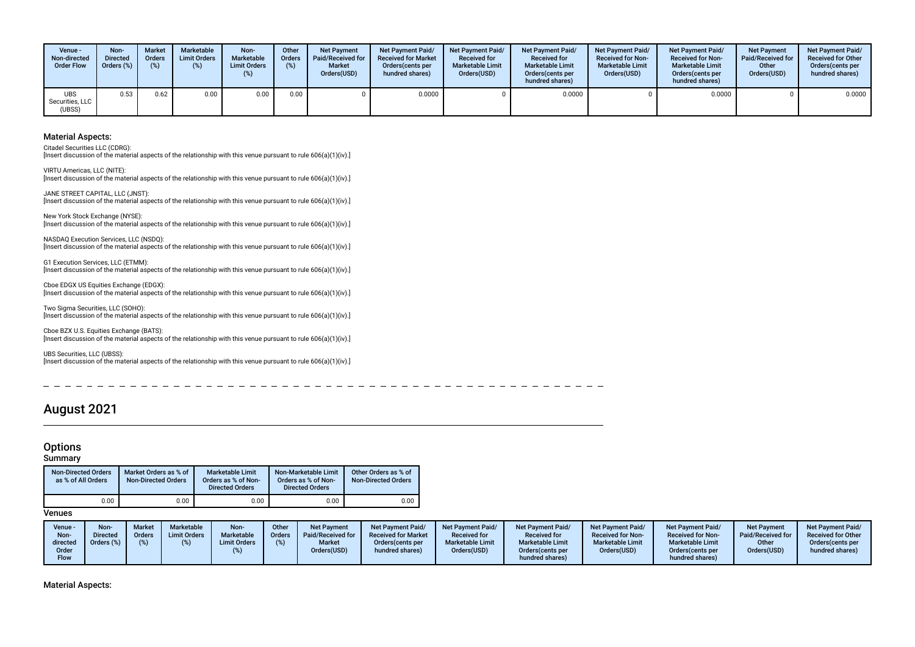| Venue - Non-directed Order Flow | Non-Directed Orders (%) | Market Orders (%) | Marketable Limit Orders (%) | Non-Marketable Limit Orders (%) | Other Orders (%) | Net Payment Paid/Received for Market Orders(USD) | Net Payment Paid/ Received for Market Orders(cents per hundred shares) | Net Payment Paid/ Received for Marketable Limit Orders(USD) | Net Payment Paid/ Received for Marketable Limit Orders(cents per hundred shares) | Net Payment Paid/ Received for Non-Marketable Limit Orders(USD) | Net Payment Paid/ Received for Non-Marketable Limit Orders(cents per hundred shares) | Net Payment Paid/Received for Other Orders(USD) | Net Payment Paid/ Received for Other Orders(cents per hundred shares) |
|---|---|---|---|---|---|---|---|---|---|---|---|---|---|
| UBS Securities, LLC (UBSS) | 0.53 | 0.62 | 0.00 | 0.00 | 0.00 | 0 | 0.0000 | 0 | 0.0000 | 0 | 0.0000 | 0 | 0.0000 |

### Material Aspects:

Citadel Securities LLC (CDRG):
[Insert discussion of the material aspects of the relationship with this venue pursuant to rule 606(a)(1)(iv).]

VIRTU Americas, LLC (NITE):
[Insert discussion of the material aspects of the relationship with this venue pursuant to rule 606(a)(1)(iv).]

JANE STREET CAPITAL, LLC (JNST):
[Insert discussion of the material aspects of the relationship with this venue pursuant to rule 606(a)(1)(iv).]

New York Stock Exchange (NYSE):
[Insert discussion of the material aspects of the relationship with this venue pursuant to rule 606(a)(1)(iv).]

NASDAQ Execution Services, LLC (NSDQ):
[Insert discussion of the material aspects of the relationship with this venue pursuant to rule 606(a)(1)(iv).]

G1 Execution Services, LLC (ETMM):
[Insert discussion of the material aspects of the relationship with this venue pursuant to rule 606(a)(1)(iv).]

Cboe EDGX US Equities Exchange (EDGX):
[Insert discussion of the material aspects of the relationship with this venue pursuant to rule 606(a)(1)(iv).]

Two Sigma Securities, LLC (SOHO):
[Insert discussion of the material aspects of the relationship with this venue pursuant to rule 606(a)(1)(iv).]

Cboe BZX U.S. Equities Exchange (BATS):
[Insert discussion of the material aspects of the relationship with this venue pursuant to rule 606(a)(1)(iv).]

UBS Securities, LLC (UBSS):
[Insert discussion of the material aspects of the relationship with this venue pursuant to rule 606(a)(1)(iv).]

# August 2021

## Options

### Summary

| Non-Directed Orders as % of All Orders | Market Orders as % of Non-Directed Orders | Marketable Limit Orders as % of Non-Directed Orders | Non-Marketable Limit Orders as % of Non-Directed Orders | Other Orders as % of Non-Directed Orders |
|---|---|---|---|---|
| 0.00 | 0.00 | 0.00 | 0.00 | 0.00 |

### Venues

| Venue - Non-directed Order Flow | Non-Directed Orders (%) | Market Orders (%) | Marketable Limit Orders (%) | Non-Marketable Limit Orders (%) | Other Orders (%) | Net Payment Paid/Received for Market Orders(USD) | Net Payment Paid/ Received for Market Orders(cents per hundred shares) | Net Payment Paid/ Received for Marketable Limit Orders(USD) | Net Payment Paid/ Received for Marketable Limit Orders(cents per hundred shares) | Net Payment Paid/ Received for Non-Marketable Limit Orders(USD) | Net Payment Paid/ Received for Non-Marketable Limit Orders(cents per hundred shares) | Net Payment Paid/Received for Other Orders(USD) | Net Payment Paid/ Received for Other Orders(cents per hundred shares) |
|---|---|---|---|---|---|---|---|---|---|---|---|---|---|

### Material Aspects: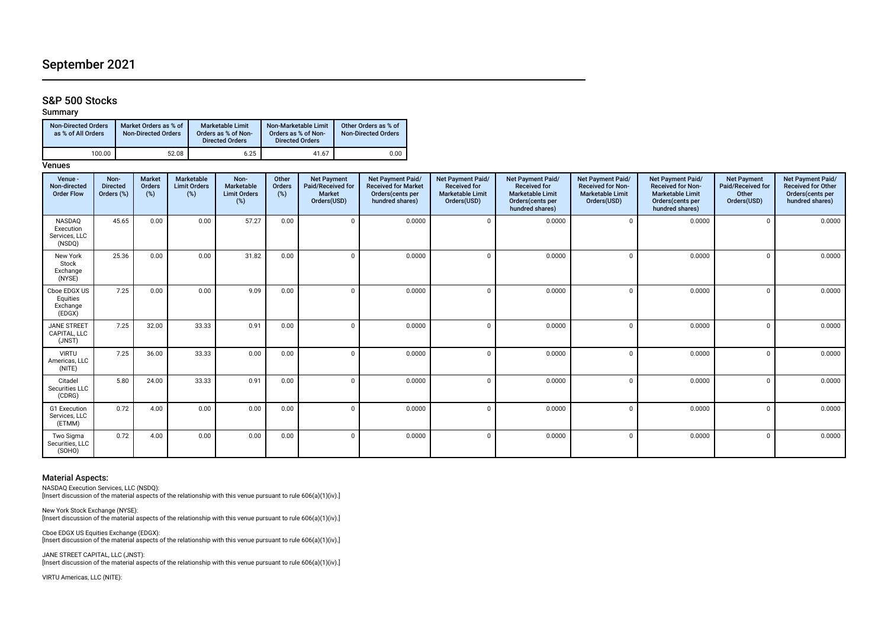# September 2021

## S&P 500 Stocks

### Summary

| Non-Directed Orders as % of All Orders | Market Orders as % of Non-Directed Orders | Marketable Limit Orders as % of Non-Directed Orders | Non-Marketable Limit Orders as % of Non-Directed Orders | Other Orders as % of Non-Directed Orders |
|---|---|---|---|---|
| 100.00 | 52.08 | 6.25 | 41.67 | 0.00 |

### Venues

| Venue - Non-directed Order Flow | Non-Directed Orders (%) | Market Orders (%) | Marketable Limit Orders (%) | Non-Marketable Limit Orders (%) | Other Orders (%) | Net Payment Paid/Received for Market Orders(USD) | Net Payment Paid/Received for Market Orders(cents per hundred shares) | Net Payment Paid/Received for Marketable Limit Orders(USD) | Net Payment Paid/Received for Marketable Limit Orders(cents per hundred shares) | Net Payment Paid/Received for Non-Marketable Limit Orders(USD) | Net Payment Paid/Received for Non-Marketable Limit Orders(cents per hundred shares) | Net Payment Paid/Received for Other Orders(USD) | Net Payment Paid/Received for Other Orders(cents per hundred shares) |
|---|---|---|---|---|---|---|---|---|---|---|---|---|---|
| NASDAQ Execution Services, LLC (NSDQ) | 45.65 | 0.00 | 0.00 | 57.27 | 0.00 | 0 | 0.0000 | 0 | 0.0000 | 0 | 0.0000 | 0 | 0.0000 |
| New York Stock Exchange (NYSE) | 25.36 | 0.00 | 0.00 | 31.82 | 0.00 | 0 | 0.0000 | 0 | 0.0000 | 0 | 0.0000 | 0 | 0.0000 |
| Cboe EDGX US Equities Exchange (EDGX) | 7.25 | 0.00 | 0.00 | 9.09 | 0.00 | 0 | 0.0000 | 0 | 0.0000 | 0 | 0.0000 | 0 | 0.0000 |
| JANE STREET CAPITAL, LLC (JNST) | 7.25 | 32.00 | 33.33 | 0.91 | 0.00 | 0 | 0.0000 | 0 | 0.0000 | 0 | 0.0000 | 0 | 0.0000 |
| VIRTU Americas, LLC (NITE) | 7.25 | 36.00 | 33.33 | 0.00 | 0.00 | 0 | 0.0000 | 0 | 0.0000 | 0 | 0.0000 | 0 | 0.0000 |
| Citadel Securities LLC (CDRG) | 5.80 | 24.00 | 33.33 | 0.91 | 0.00 | 0 | 0.0000 | 0 | 0.0000 | 0 | 0.0000 | 0 | 0.0000 |
| G1 Execution Services, LLC (ETMM) | 0.72 | 4.00 | 0.00 | 0.00 | 0.00 | 0 | 0.0000 | 0 | 0.0000 | 0 | 0.0000 | 0 | 0.0000 |
| Two Sigma Securities, LLC (SOHO) | 0.72 | 4.00 | 0.00 | 0.00 | 0.00 | 0 | 0.0000 | 0 | 0.0000 | 0 | 0.0000 | 0 | 0.0000 |

### Material Aspects:

NASDAQ Execution Services, LLC (NSDQ):
[Insert discussion of the material aspects of the relationship with this venue pursuant to rule 606(a)(1)(iv).]

New York Stock Exchange (NYSE):
[Insert discussion of the material aspects of the relationship with this venue pursuant to rule 606(a)(1)(iv).]

Cboe EDGX US Equities Exchange (EDGX):
[Insert discussion of the material aspects of the relationship with this venue pursuant to rule 606(a)(1)(iv).]

JANE STREET CAPITAL, LLC (JNST):
[Insert discussion of the material aspects of the relationship with this venue pursuant to rule 606(a)(1)(iv).]

VIRTU Americas, LLC (NITE):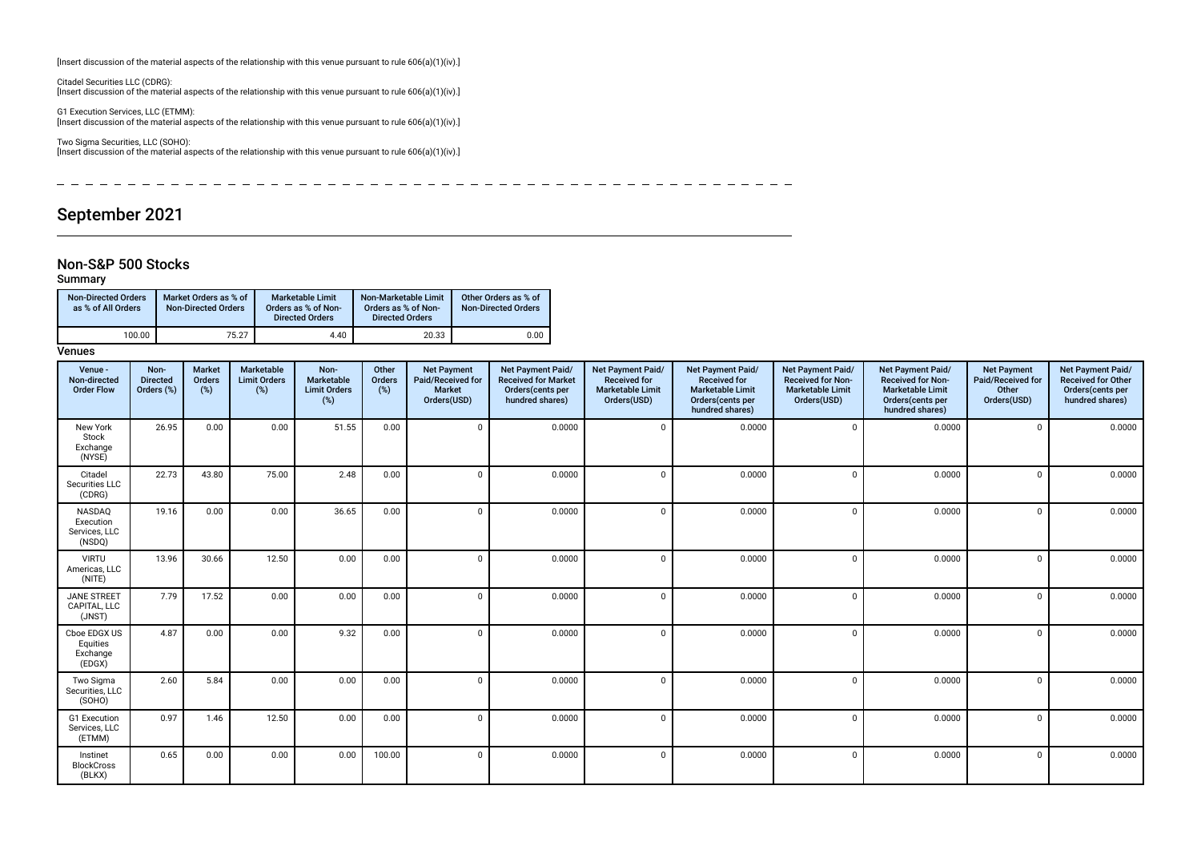[Insert discussion of the material aspects of the relationship with this venue pursuant to rule 606(a)(1)(iv).]

Citadel Securities LLC (CDRG):
[Insert discussion of the material aspects of the relationship with this venue pursuant to rule 606(a)(1)(iv).]

G1 Execution Services, LLC (ETMM):
[Insert discussion of the material aspects of the relationship with this venue pursuant to rule 606(a)(1)(iv).]

Two Sigma Securities, LLC (SOHO):
[Insert discussion of the material aspects of the relationship with this venue pursuant to rule 606(a)(1)(iv).]

## September 2021

### Non-S&P 500 Stocks

#### Summary

| Non-Directed Orders as % of All Orders | Market Orders as % of Non-Directed Orders | Marketable Limit Orders as % of Non-Directed Orders | Non-Marketable Limit Orders as % of Non-Directed Orders | Other Orders as % of Non-Directed Orders |
|---|---|---|---|---|
| 100.00 | 75.27 | 4.40 | 20.33 | 0.00 |

#### Venues

| Venue - Non-directed Order Flow | Non-Directed Orders (%) | Market Orders (%) | Marketable Limit Orders (%) | Non-Marketable Limit Orders (%) | Other Orders (%) | Net Payment Paid/Received for Market Orders(USD) | Net Payment Paid/Received for Market Orders(cents per hundred shares) | Net Payment Paid/Received for Marketable Limit Orders(USD) | Net Payment Paid/Received for Marketable Limit Orders(cents per hundred shares) | Net Payment Paid/Received for Non-Marketable Limit Orders(USD) | Net Payment Paid/Received for Non-Marketable Limit Orders(cents per hundred shares) | Net Payment Paid/Received for Other Orders(USD) | Net Payment Paid/Received for Other Orders(cents per hundred shares) |
|---|---|---|---|---|---|---|---|---|---|---|---|---|---|
| New York Stock Exchange (NYSE) | 26.95 | 0.00 | 0.00 | 51.55 | 0.00 | 0 | 0.0000 | 0 | 0.0000 | 0 | 0.0000 | 0 | 0.0000 |
| Citadel Securities LLC (CDRG) | 22.73 | 43.80 | 75.00 | 2.48 | 0.00 | 0 | 0.0000 | 0 | 0.0000 | 0 | 0.0000 | 0 | 0.0000 |
| NASDAQ Execution Services, LLC (NSDQ) | 19.16 | 0.00 | 0.00 | 36.65 | 0.00 | 0 | 0.0000 | 0 | 0.0000 | 0 | 0.0000 | 0 | 0.0000 |
| VIRTU Americas, LLC (NITE) | 13.96 | 30.66 | 12.50 | 0.00 | 0.00 | 0 | 0.0000 | 0 | 0.0000 | 0 | 0.0000 | 0 | 0.0000 |
| JANE STREET CAPITAL, LLC (JNST) | 7.79 | 17.52 | 0.00 | 0.00 | 0.00 | 0 | 0.0000 | 0 | 0.0000 | 0 | 0.0000 | 0 | 0.0000 |
| Cboe EDGX US Equities Exchange (EDGX) | 4.87 | 0.00 | 0.00 | 9.32 | 0.00 | 0 | 0.0000 | 0 | 0.0000 | 0 | 0.0000 | 0 | 0.0000 |
| Two Sigma Securities, LLC (SOHO) | 2.60 | 5.84 | 0.00 | 0.00 | 0.00 | 0 | 0.0000 | 0 | 0.0000 | 0 | 0.0000 | 0 | 0.0000 |
| G1 Execution Services, LLC (ETMM) | 0.97 | 1.46 | 12.50 | 0.00 | 0.00 | 0 | 0.0000 | 0 | 0.0000 | 0 | 0.0000 | 0 | 0.0000 |
| Instinet BlockCross (BLKX) | 0.65 | 0.00 | 0.00 | 0.00 | 100.00 | 0 | 0.0000 | 0 | 0.0000 | 0 | 0.0000 | 0 | 0.0000 |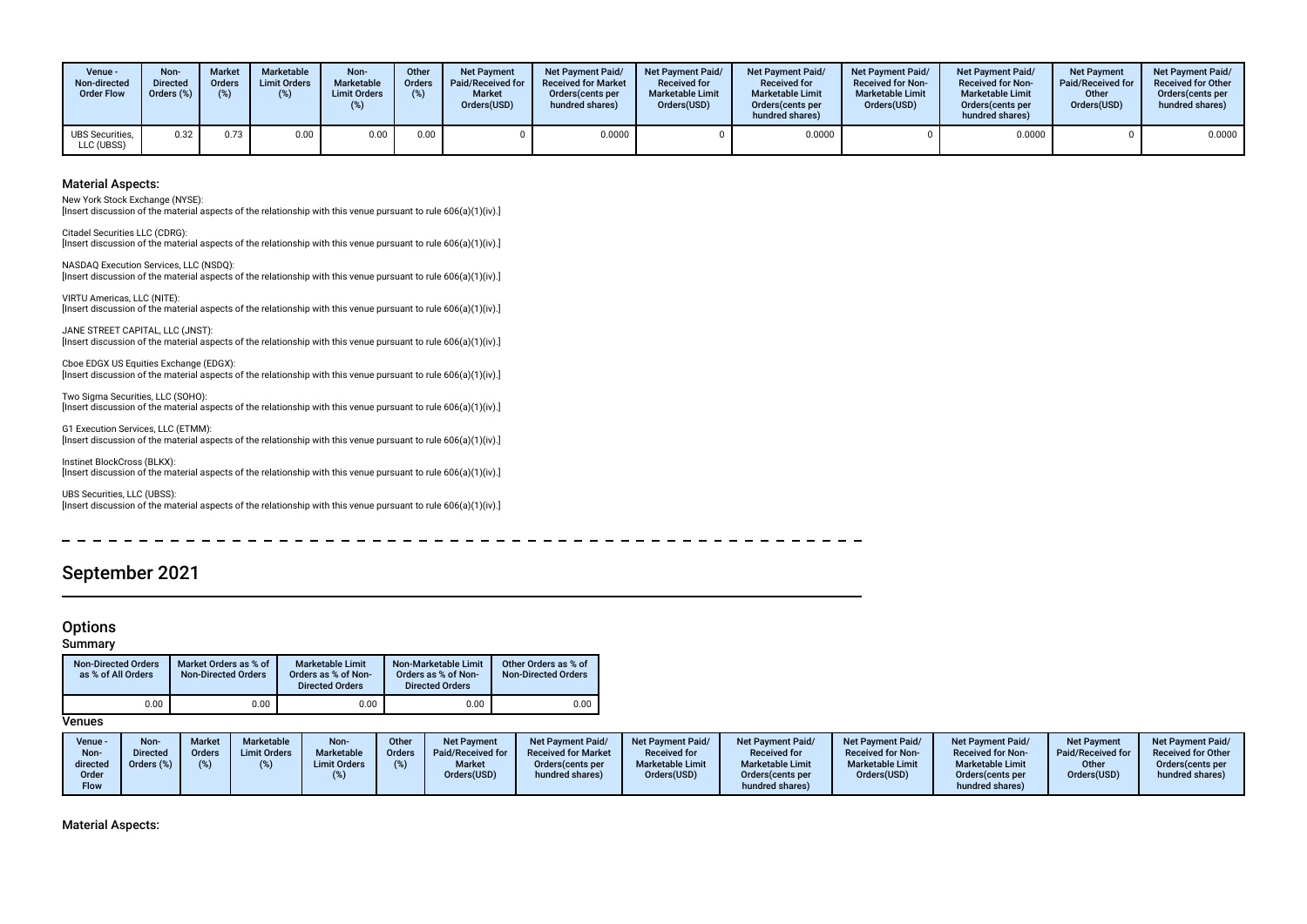| Venue - Non-directed Order Flow | Non-Directed Orders (%) | Market Orders (%) | Marketable Limit Orders (%) | Non-Marketable Limit Orders (%) | Other Orders (%) | Net Payment Paid/Received for Market Orders(USD) | Net Payment Paid/Received for Market Orders(cents per hundred shares) | Net Payment Paid/Received for Marketable Limit Orders(USD) | Net Payment Paid/Received for Marketable Limit Orders(cents per hundred shares) | Net Payment Paid/Received for Non-Marketable Limit Orders(USD) | Net Payment Paid/Received for Non-Marketable Limit Orders(cents per hundred shares) | Net Payment Paid/Received for Other Orders(USD) | Net Payment Paid/Received for Other Orders(cents per hundred shares) |
|---|---|---|---|---|---|---|---|---|---|---|---|---|---|
| UBS Securities, LLC (UBSS) | 0.32 | 0.73 | 0.00 | 0.00 | 0.00 | 0 | 0.0000 | 0 | 0.0000 | 0 | 0.0000 | 0 | 0.0000 |

### Material Aspects:

New York Stock Exchange (NYSE):
[Insert discussion of the material aspects of the relationship with this venue pursuant to rule 606(a)(1)(iv).]

Citadel Securities LLC (CDRG):
[Insert discussion of the material aspects of the relationship with this venue pursuant to rule 606(a)(1)(iv).]

NASDAQ Execution Services, LLC (NSDQ):
[Insert discussion of the material aspects of the relationship with this venue pursuant to rule 606(a)(1)(iv).]

VIRTU Americas, LLC (NITE):
[Insert discussion of the material aspects of the relationship with this venue pursuant to rule 606(a)(1)(iv).]

JANE STREET CAPITAL, LLC (JNST):
[Insert discussion of the material aspects of the relationship with this venue pursuant to rule 606(a)(1)(iv).]

Cboe EDGX US Equities Exchange (EDGX):
[Insert discussion of the material aspects of the relationship with this venue pursuant to rule 606(a)(1)(iv).]

Two Sigma Securities, LLC (SOHO):
[Insert discussion of the material aspects of the relationship with this venue pursuant to rule 606(a)(1)(iv).]

G1 Execution Services, LLC (ETMM):
[Insert discussion of the material aspects of the relationship with this venue pursuant to rule 606(a)(1)(iv).]

Instinet BlockCross (BLKX):
[Insert discussion of the material aspects of the relationship with this venue pursuant to rule 606(a)(1)(iv).]

UBS Securities, LLC (UBSS):
[Insert discussion of the material aspects of the relationship with this venue pursuant to rule 606(a)(1)(iv).]

# September 2021

## Options

### Summary

| Non-Directed Orders as % of All Orders | Market Orders as % of Non-Directed Orders | Marketable Limit Orders as % of Non-Directed Orders | Non-Marketable Limit Orders as % of Non-Directed Orders | Other Orders as % of Non-Directed Orders |
|---|---|---|---|---|
| 0.00 | 0.00 | 0.00 | 0.00 | 0.00 |

### Venues

| Venue - Non-directed Order Flow | Non-Directed Orders (%) | Market Orders (%) | Marketable Limit Orders (%) | Non-Marketable Limit Orders (%) | Other Orders (%) | Net Payment Paid/Received for Market Orders(USD) | Net Payment Paid/Received for Market Orders(cents per hundred shares) | Net Payment Paid/Received for Marketable Limit Orders(USD) | Net Payment Paid/Received for Marketable Limit Orders(cents per hundred shares) | Net Payment Paid/Received for Non-Marketable Limit Orders(USD) | Net Payment Paid/Received for Non-Marketable Limit Orders(cents per hundred shares) | Net Payment Paid/Received for Other Orders(USD) | Net Payment Paid/Received for Other Orders(cents per hundred shares) |
|---|---|---|---|---|---|---|---|---|---|---|---|---|---|

### Material Aspects: